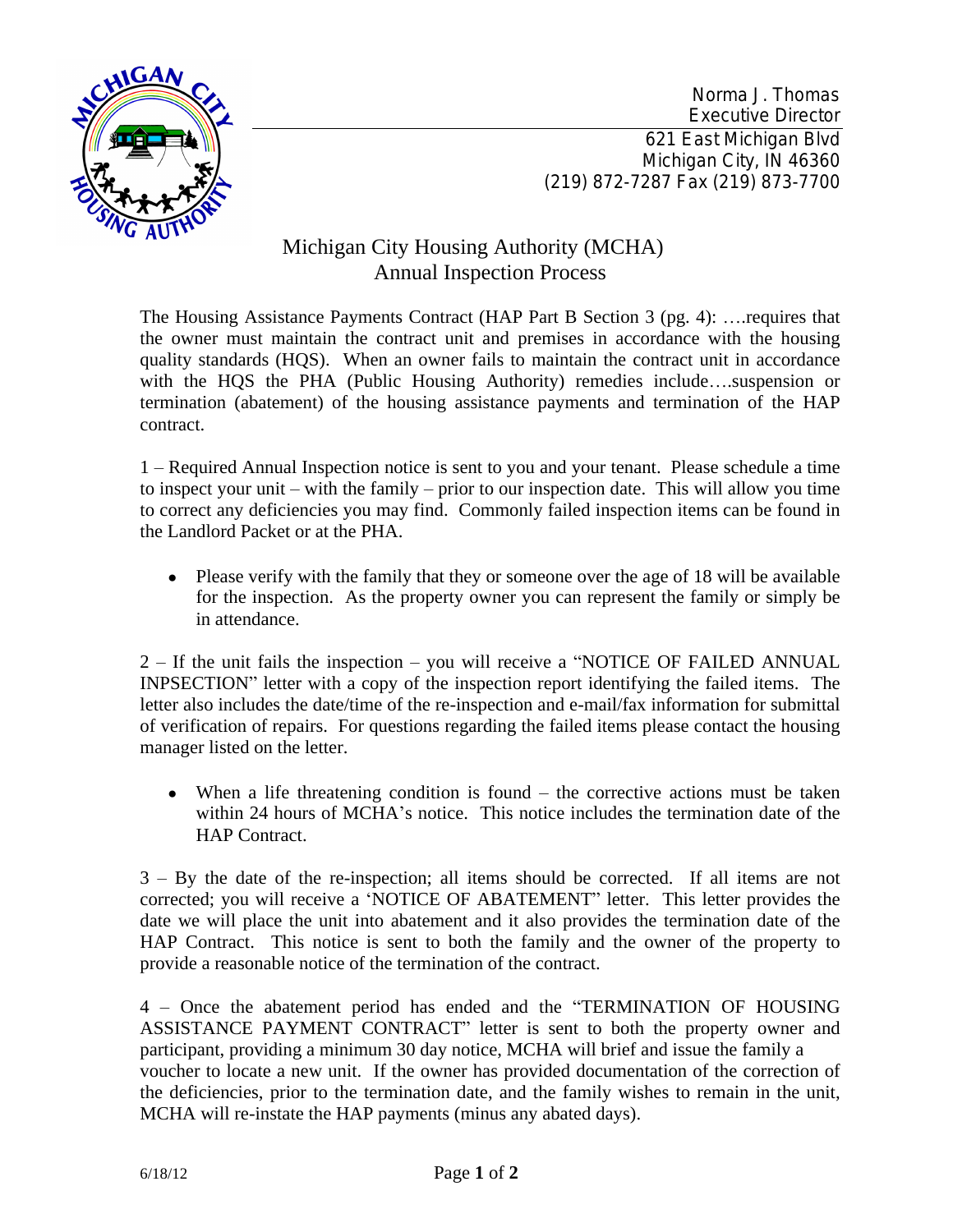Norma J. Thomas
Executive Director

621 East Michigan Blvd
Michigan City, IN 46360
(219) 872-7287 Fax (219) 873-7700

# Michigan City Housing Authority (MCHA)
## Annual Inspection Process

The Housing Assistance Payments Contract (HAP Part B Section 3 (pg. 4): ….requires that the owner must maintain the contract unit and premises in accordance with the housing quality standards (HQS). When an owner fails to maintain the contract unit in accordance with the HQS the PHA (Public Housing Authority) remedies include….suspension or termination (abatement) of the housing assistance payments and termination of the HAP contract.

1 – Required Annual Inspection notice is sent to you and your tenant. Please schedule a time to inspect your unit – with the family – prior to our inspection date. This will allow you time to correct any deficiencies you may find. Commonly failed inspection items can be found in the Landlord Packet or at the PHA.

- Please verify with the family that they or someone over the age of 18 will be available for the inspection. As the property owner you can represent the family or simply be in attendance.

2 – If the unit fails the inspection – you will receive a "NOTICE OF FAILED ANNUAL INPSECTION" letter with a copy of the inspection report identifying the failed items. The letter also includes the date/time of the re-inspection and e-mail/fax information for submittal of verification of repairs. For questions regarding the failed items please contact the housing manager listed on the letter.

- When a life threatening condition is found – the corrective actions must be taken within 24 hours of MCHA's notice. This notice includes the termination date of the HAP Contract.

3 – By the date of the re-inspection; all items should be corrected. If all items are not corrected; you will receive a 'NOTICE OF ABATEMENT" letter. This letter provides the date we will place the unit into abatement and it also provides the termination date of the HAP Contract. This notice is sent to both the family and the owner of the property to provide a reasonable notice of the termination of the contract.

4 – Once the abatement period has ended and the "TERMINATION OF HOUSING ASSISTANCE PAYMENT CONTRACT" letter is sent to both the property owner and participant, providing a minimum 30 day notice, MCHA will brief and issue the family a voucher to locate a new unit. If the owner has provided documentation of the correction of the deficiencies, prior to the termination date, and the family wishes to remain in the unit, MCHA will re-instate the HAP payments (minus any abated days).

6/18/12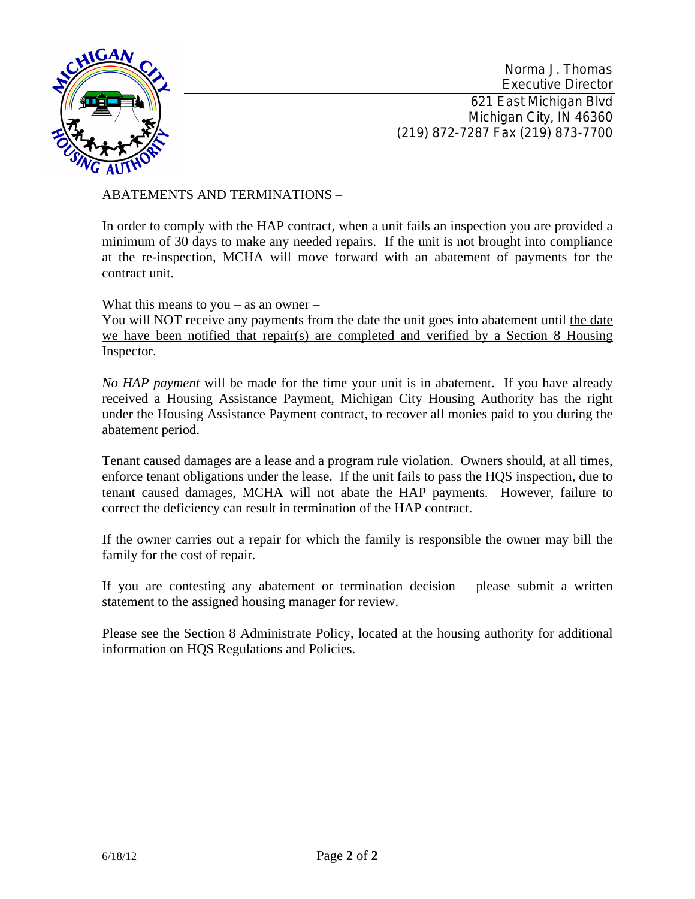Norma J. Thomas
Executive Director
621 East Michigan Blvd
Michigan City, IN 46360
(219) 872-7287 Fax (219) 873-7700

ABATEMENTS AND TERMINATIONS –

In order to comply with the HAP contract, when a unit fails an inspection you are provided a minimum of 30 days to make any needed repairs. If the unit is not brought into compliance at the re-inspection, MCHA will move forward with an abatement of payments for the contract unit.

What this means to you – as an owner –
You will NOT receive any payments from the date the unit goes into abatement until the date we have been notified that repair(s) are completed and verified by a Section 8 Housing Inspector.

*No HAP payment* will be made for the time your unit is in abatement. If you have already received a Housing Assistance Payment, Michigan City Housing Authority has the right under the Housing Assistance Payment contract, to recover all monies paid to you during the abatement period.

Tenant caused damages are a lease and a program rule violation. Owners should, at all times, enforce tenant obligations under the lease. If the unit fails to pass the HQS inspection, due to tenant caused damages, MCHA will not abate the HAP payments. However, failure to correct the deficiency can result in termination of the HAP contract.

If the owner carries out a repair for which the family is responsible the owner may bill the family for the cost of repair.

If you are contesting any abatement or termination decision – please submit a written statement to the assigned housing manager for review.

Please see the Section 8 Administrate Policy, located at the housing authority for additional information on HQS Regulations and Policies.

6/18/12